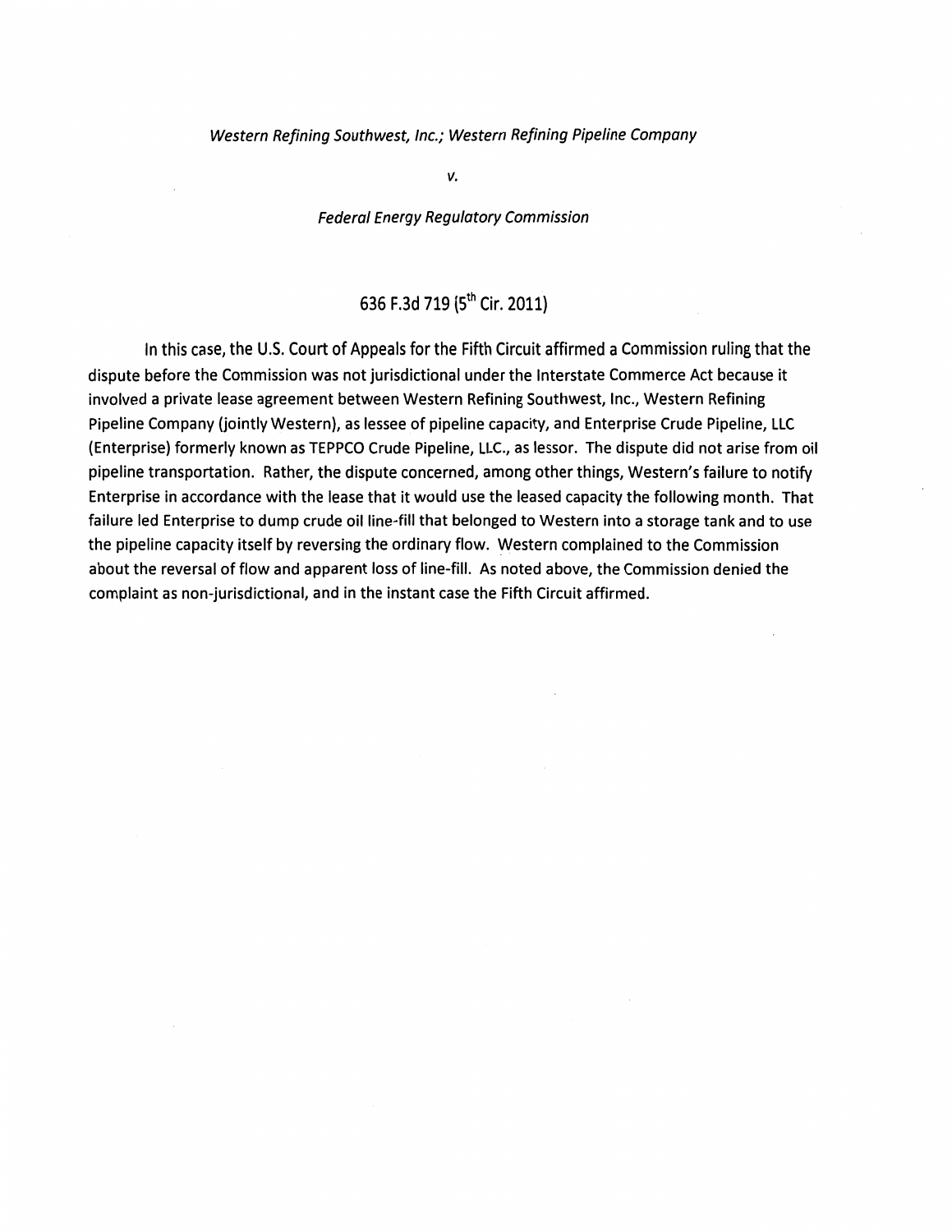*Western Refining Southwest, Inc.; Western Refining Pipeline Company*

*v.*

*Federal Energy Regulatory Commission*

## 636 F.3d 719 (5th Cir. 2011)

In this case, the U.S. Court of Appeals for the Fifth Circuit affirmed a Commission ruling that the dispute before the Commission was not jurisdictional under the Interstate Commerce Act because it involved a private lease agreement between Western Refining Southwest, Inc., Western Refining Pipeline Company (jointly Western), as lessee of pipeline capacity, and Enterprise Crude Pipeline, LLC (Enterprise) formerly known as TEPPCO Crude Pipeline, LLC., as lessor. The dispute did not arise from oil pipeline transportation. Rather, the dispute concerned, among other things, Western's failure to notify Enterprise in accordance with the lease that it would use the leased capacity the following month. That failure led Enterprise to dump crude oil line-fill that belonged to Western into a storage tank and to use the pipeline capacity itself by reversing the ordinary flow. Western complained to the Commission about the reversal of flow and apparent loss of line-fill. As noted above, the Commission denied the complaint as non-jurisdictional, and in the instant case the Fifth Circuit affirmed.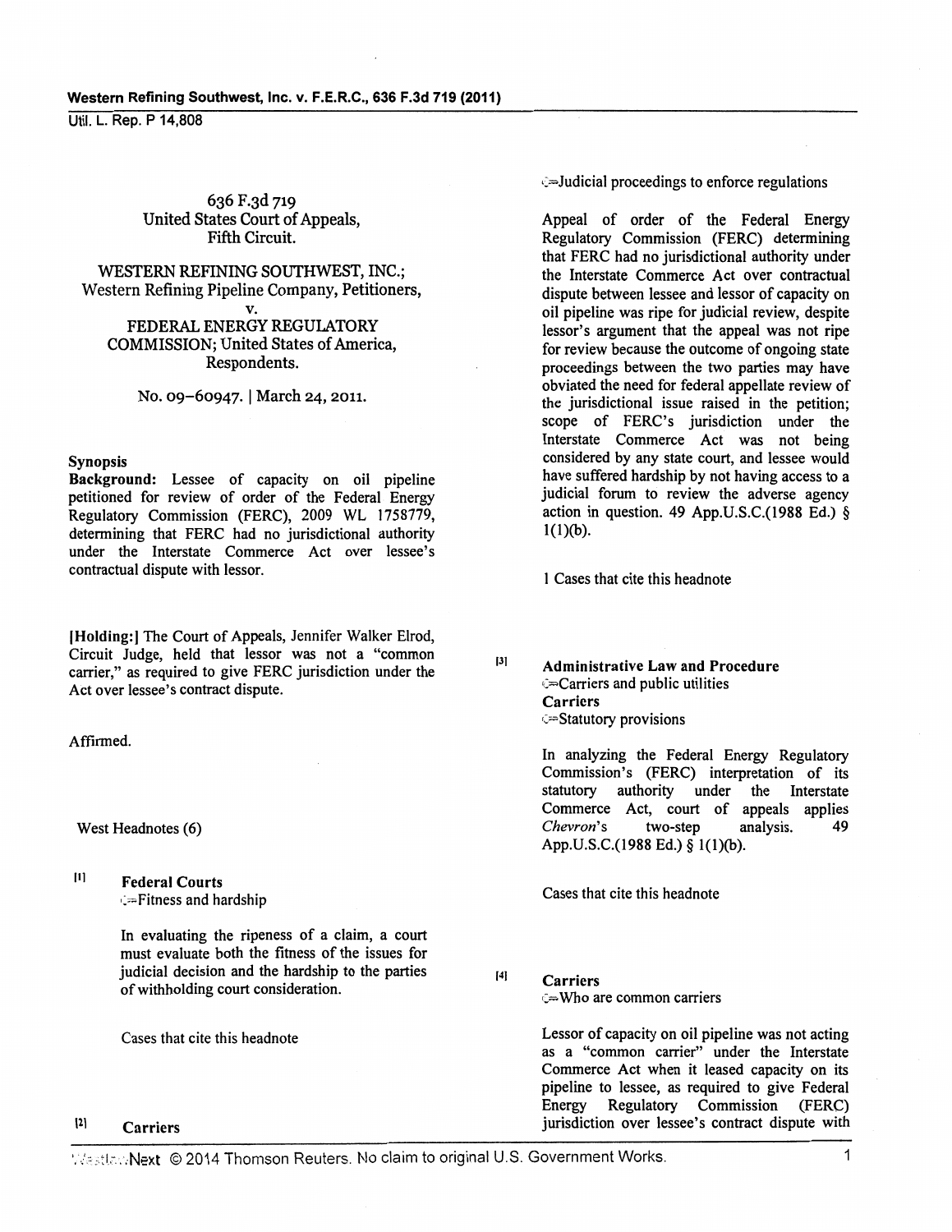636 F.3d 719
United States Court of Appeals,
Fifth Circuit.

WESTERN REFINING SOUTHWEST, INC.; Western Refining Pipeline Company, Petitioners,
v.
FEDERAL ENERGY REGULATORY COMMISSION; United States of America, Respondents.

No. 09–60947. | March 24, 2011.

**Synopsis**

**Background:** Lessee of capacity on oil pipeline petitioned for review of order of the Federal Energy Regulatory Commission (FERC), 2009 WL 1758779, determining that FERC had no jurisdictional authority under the Interstate Commerce Act over lessee's contractual dispute with lessor.

**[Holding:]** The Court of Appeals, Jennifer Walker Elrod, Circuit Judge, held that lessor was not a "common carrier," as required to give FERC jurisdiction under the Act over lessee's contract dispute.

Affirmed.

West Headnotes (6)

[1] **Federal Courts**
Fitness and hardship

In evaluating the ripeness of a claim, a court must evaluate both the fitness of the issues for judicial decision and the hardship to the parties of withholding court consideration.

Cases that cite this headnote

[2] **Carriers**
Judicial proceedings to enforce regulations

Appeal of order of the Federal Energy Regulatory Commission (FERC) determining that FERC had no jurisdictional authority under the Interstate Commerce Act over contractual dispute between lessee and lessor of capacity on oil pipeline was ripe for judicial review, despite lessor's argument that the appeal was not ripe for review because the outcome of ongoing state proceedings between the two parties may have obviated the need for federal appellate review of the jurisdictional issue raised in the petition; scope of FERC's jurisdiction under the Interstate Commerce Act was not being considered by any state court, and lessee would have suffered hardship by not having access to a judicial forum to review the adverse agency action in question. 49 App.U.S.C.(1988 Ed.) § 1(1)(b).

1 Cases that cite this headnote

[3] **Administrative Law and Procedure**
Carriers and public utilities
**Carriers**
Statutory provisions

In analyzing the Federal Energy Regulatory Commission's (FERC) interpretation of its statutory authority under the Interstate Commerce Act, court of appeals applies *Chevron*'s two-step analysis. 49 App.U.S.C.(1988 Ed.) § 1(1)(b).

Cases that cite this headnote

[4] **Carriers**
Who are common carriers

Lessor of capacity on oil pipeline was not acting as a "common carrier" under the Interstate Commerce Act when it leased capacity on its pipeline to lessee, as required to give Federal Energy Regulatory Commission (FERC) jurisdiction over lessee's contract dispute with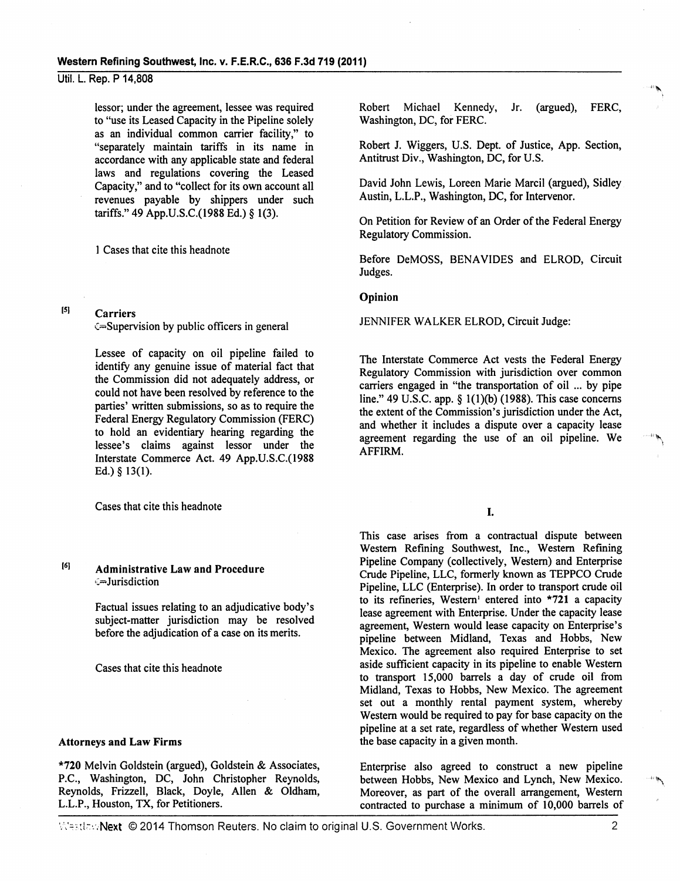lessor; under the agreement, lessee was required to "use its Leased Capacity in the Pipeline solely as an individual common carrier facility," to "separately maintain tariffs in its name in accordance with any applicable state and federal laws and regulations covering the Leased Capacity," and to "collect for its own account all revenues payable by shippers under such tariffs." 49 App.U.S.C.(1988 Ed.) § 1(3).

1 Cases that cite this headnote

[5] **Carriers**
⇐Supervision by public officers in general

Lessee of capacity on oil pipeline failed to identify any genuine issue of material fact that the Commission did not adequately address, or could not have been resolved by reference to the parties' written submissions, so as to require the Federal Energy Regulatory Commission (FERC) to hold an evidentiary hearing regarding the lessee's claims against lessor under the Interstate Commerce Act. 49 App.U.S.C.(1988 Ed.) § 13(1).

Cases that cite this headnote

[6] **Administrative Law and Procedure**
⇐Jurisdiction

Factual issues relating to an adjudicative body's subject-matter jurisdiction may be resolved before the adjudication of a case on its merits.

Cases that cite this headnote

**Attorneys and Law Firms**

*720 Melvin Goldstein (argued), Goldstein & Associates, P.C., Washington, DC, John Christopher Reynolds, Reynolds, Frizzell, Black, Doyle, Allen & Oldham, L.L.P., Houston, TX, for Petitioners.

Robert Michael Kennedy, Jr. (argued), FERC, Washington, DC, for FERC.

Robert J. Wiggers, U.S. Dept. of Justice, App. Section, Antitrust Div., Washington, DC, for U.S.

David John Lewis, Loreen Marie Marcil (argued), Sidley Austin, L.L.P., Washington, DC, for Intervenor.

On Petition for Review of an Order of the Federal Energy Regulatory Commission.

Before DeMOSS, BENAVIDES and ELROD, Circuit Judges.

**Opinion**

JENNIFER WALKER ELROD, Circuit Judge:

The Interstate Commerce Act vests the Federal Energy Regulatory Commission with jurisdiction over common carriers engaged in "the transportation of oil ... by pipe line." 49 U.S.C. app. § 1(1)(b) (1988). This case concerns the extent of the Commission's jurisdiction under the Act, and whether it includes a dispute over a capacity lease agreement regarding the use of an oil pipeline. We AFFIRM.

## I.

This case arises from a contractual dispute between Western Refining Southwest, Inc., Western Refining Pipeline Company (collectively, Western) and Enterprise Crude Pipeline, LLC, formerly known as TEPPCO Crude Pipeline, LLC (Enterprise). In order to transport crude oil to its refineries, Western[1] entered into *721 a capacity lease agreement with Enterprise. Under the capacity lease agreement, Western would lease capacity on Enterprise's pipeline between Midland, Texas and Hobbs, New Mexico. The agreement also required Enterprise to set aside sufficient capacity in its pipeline to enable Western to transport 15,000 barrels a day of crude oil from Midland, Texas to Hobbs, New Mexico. The agreement set out a monthly rental payment system, whereby Western would be required to pay for base capacity on the pipeline at a set rate, regardless of whether Western used the base capacity in a given month.

Enterprise also agreed to construct a new pipeline between Hobbs, New Mexico and Lynch, New Mexico. Moreover, as part of the overall arrangement, Western contracted to purchase a minimum of 10,000 barrels of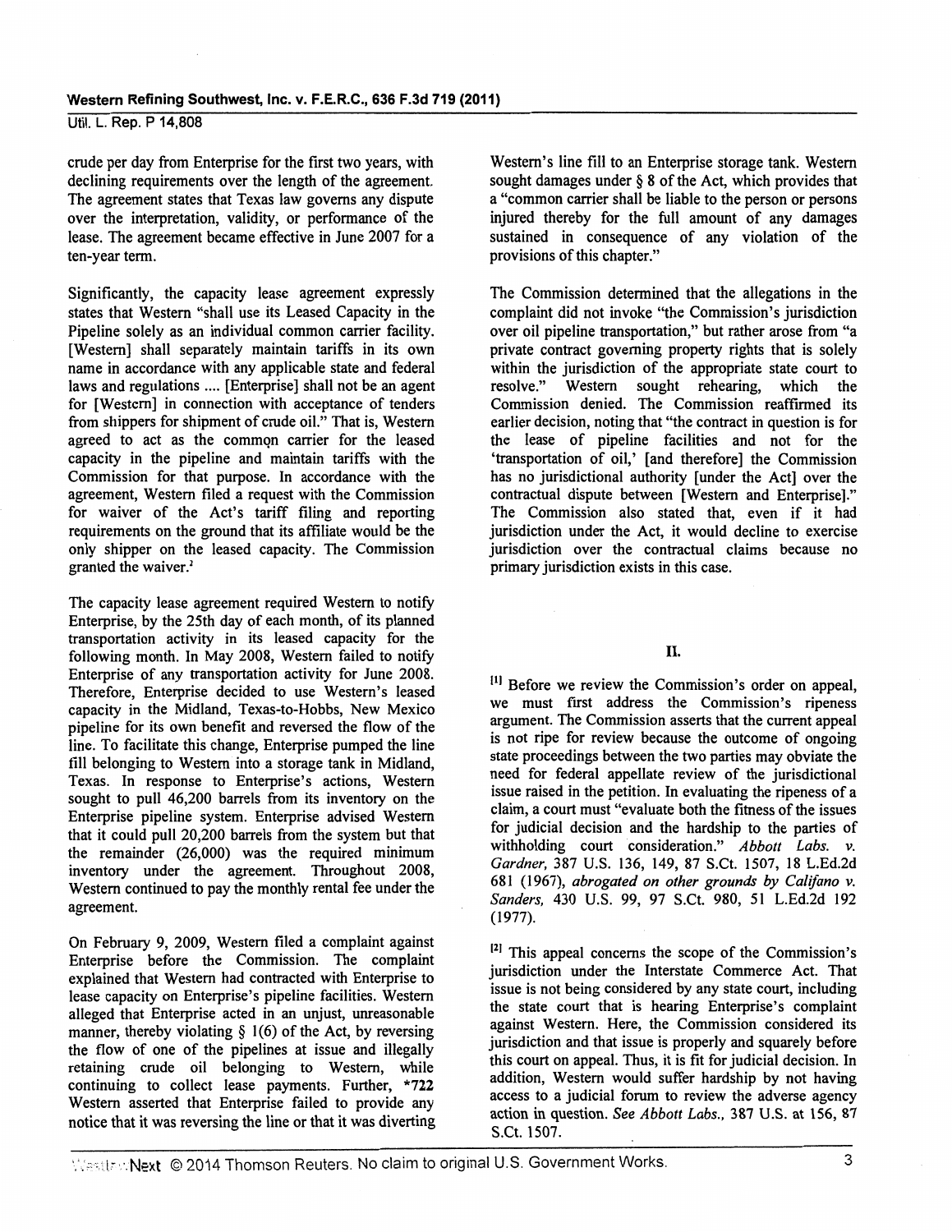crude per day from Enterprise for the first two years, with declining requirements over the length of the agreement. The agreement states that Texas law governs any dispute over the interpretation, validity, or performance of the lease. The agreement became effective in June 2007 for a ten-year term.

Significantly, the capacity lease agreement expressly states that Western "shall use its Leased Capacity in the Pipeline solely as an individual common carrier facility. [Western] shall separately maintain tariffs in its own name in accordance with any applicable state and federal laws and regulations .... [Enterprise] shall not be an agent for [Western] in connection with acceptance of tenders from shippers for shipment of crude oil." That is, Western agreed to act as the common carrier for the leased capacity in the pipeline and maintain tariffs with the Commission for that purpose. In accordance with the agreement, Western filed a request with the Commission for waiver of the Act's tariff filing and reporting requirements on the ground that its affiliate would be the only shipper on the leased capacity. The Commission granted the waiver.[2]

The capacity lease agreement required Western to notify Enterprise, by the 25th day of each month, of its planned transportation activity in its leased capacity for the following month. In May 2008, Western failed to notify Enterprise of any transportation activity for June 2008. Therefore, Enterprise decided to use Western's leased capacity in the Midland, Texas-to-Hobbs, New Mexico pipeline for its own benefit and reversed the flow of the line. To facilitate this change, Enterprise pumped the line fill belonging to Western into a storage tank in Midland, Texas. In response to Enterprise's actions, Western sought to pull 46,200 barrels from its inventory on the Enterprise pipeline system. Enterprise advised Western that it could pull 20,200 barrels from the system but that the remainder (26,000) was the required minimum inventory under the agreement. Throughout 2008, Western continued to pay the monthly rental fee under the agreement.

On February 9, 2009, Western filed a complaint against Enterprise before the Commission. The complaint explained that Western had contracted with Enterprise to lease capacity on Enterprise's pipeline facilities. Western alleged that Enterprise acted in an unjust, unreasonable manner, thereby violating § 1(6) of the Act, by reversing the flow of one of the pipelines at issue and illegally retaining crude oil belonging to Western, while continuing to collect lease payments. Further, *722 Western asserted that Enterprise failed to provide any notice that it was reversing the line or that it was diverting Western's line fill to an Enterprise storage tank. Western sought damages under § 8 of the Act, which provides that a "common carrier shall be liable to the person or persons injured thereby for the full amount of any damages sustained in consequence of any violation of the provisions of this chapter."

The Commission determined that the allegations in the complaint did not invoke "the Commission's jurisdiction over oil pipeline transportation," but rather arose from "a private contract governing property rights that is solely within the jurisdiction of the appropriate state court to resolve." Western sought rehearing, which the Commission denied. The Commission reaffirmed its earlier decision, noting that "the contract in question is for the lease of pipeline facilities and not for the 'transportation of oil,' [and therefore] the Commission has no jurisdictional authority [under the Act] over the contractual dispute between [Western and Enterprise]." The Commission also stated that, even if it had jurisdiction under the Act, it would decline to exercise jurisdiction over the contractual claims because no primary jurisdiction exists in this case.

## II.

[1] Before we review the Commission's order on appeal, we must first address the Commission's ripeness argument. The Commission asserts that the current appeal is not ripe for review because the outcome of ongoing state proceedings between the two parties may obviate the need for federal appellate review of the jurisdictional issue raised in the petition. In evaluating the ripeness of a claim, a court must "evaluate both the fitness of the issues for judicial decision and the hardship to the parties of withholding court consideration." *Abbott Labs. v. Gardner*, 387 U.S. 136, 149, 87 S.Ct. 1507, 18 L.Ed.2d 681 (1967), *abrogated on other grounds by Califano v. Sanders*, 430 U.S. 99, 97 S.Ct. 980, 51 L.Ed.2d 192 (1977).

[2] This appeal concerns the scope of the Commission's jurisdiction under the Interstate Commerce Act. That issue is not being considered by any state court, including the state court that is hearing Enterprise's complaint against Western. Here, the Commission considered its jurisdiction and that issue is properly and squarely before this court on appeal. Thus, it is fit for judicial decision. In addition, Western would suffer hardship by not having access to a judicial forum to review the adverse agency action in question. *See Abbott Labs.*, 387 U.S. at 156, 87 S.Ct. 1507.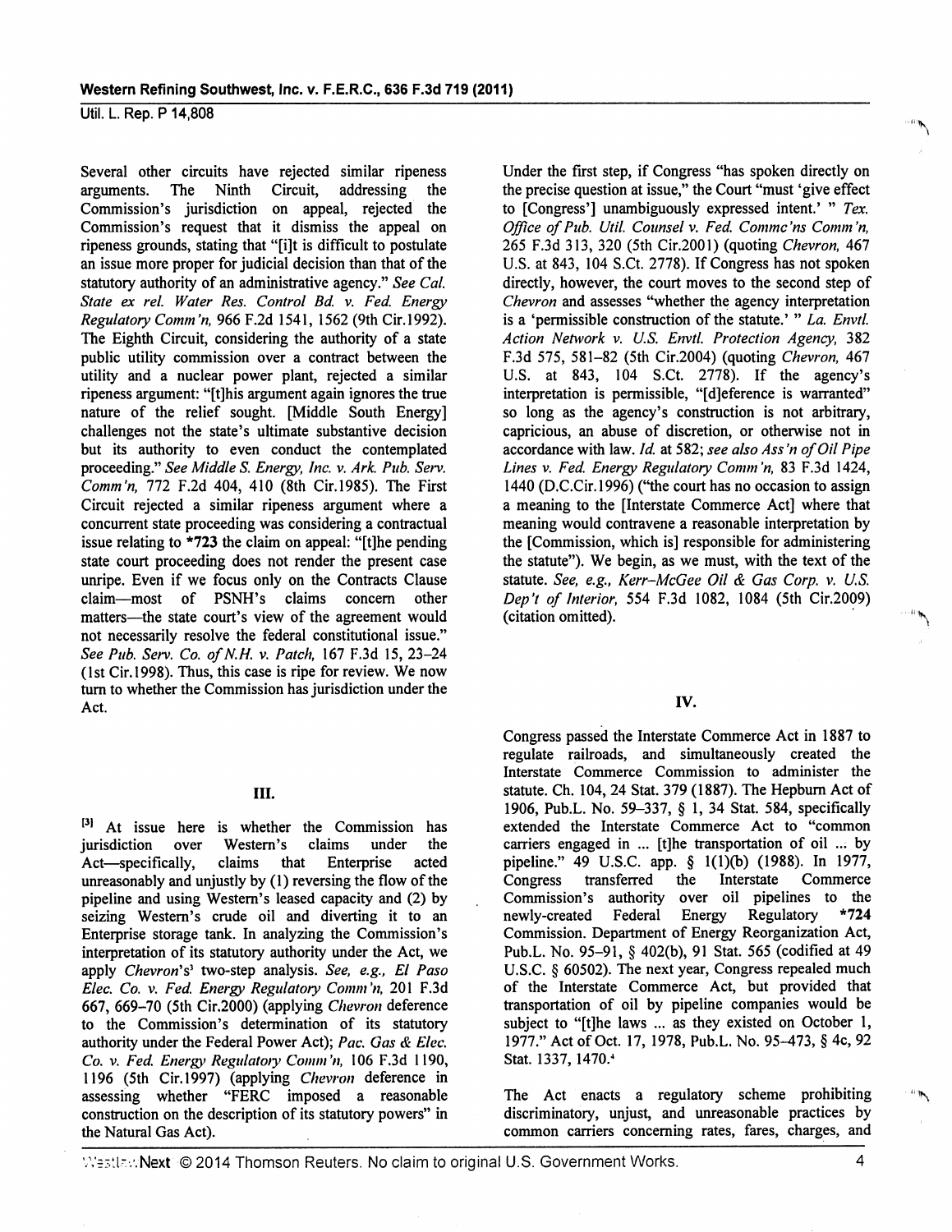Several other circuits have rejected similar ripeness arguments. The Ninth Circuit, addressing the Commission's jurisdiction on appeal, rejected the Commission's request that it dismiss the appeal on ripeness grounds, stating that "[i]t is difficult to postulate an issue more proper for judicial decision than that of the statutory authority of an administrative agency." *See Cal. State ex rel. Water Res. Control Bd. v. Fed. Energy Regulatory Comm'n,* 966 F.2d 1541, 1562 (9th Cir.1992). The Eighth Circuit, considering the authority of a state public utility commission over a contract between the utility and a nuclear power plant, rejected a similar ripeness argument: "[t]his argument again ignores the true nature of the relief sought. [Middle South Energy] challenges not the state's ultimate substantive decision but its authority to even conduct the contemplated proceeding." *See Middle S. Energy, Inc. v. Ark. Pub. Serv. Comm'n,* 772 F.2d 404, 410 (8th Cir.1985). The First Circuit rejected a similar ripeness argument where a concurrent state proceeding was considering a contractual issue relating to *723 the claim on appeal: "[t]he pending state court proceeding does not render the present case unripe. Even if we focus only on the Contracts Clause claim—most of PSNH's claims concern other matters—the state court's view of the agreement would not necessarily resolve the federal constitutional issue." *See Pub. Serv. Co. of N.H. v. Patch,* 167 F.3d 15, 23–24 (1st Cir.1998). Thus, this case is ripe for review. We now turn to whether the Commission has jurisdiction under the Act.

## III.

[3] At issue here is whether the Commission has jurisdiction over Western's claims under the Act—specifically, claims that Enterprise acted unreasonably and unjustly by (1) reversing the flow of the pipeline and using Western's leased capacity and (2) by seizing Western's crude oil and diverting it to an Enterprise storage tank. In analyzing the Commission's interpretation of its statutory authority under the Act, we apply *Chevron*'s[3] two-step analysis. *See, e.g., El Paso Elec. Co. v. Fed. Energy Regulatory Comm'n,* 201 F.3d 667, 669–70 (5th Cir.2000) (applying *Chevron* deference to the Commission's determination of its statutory authority under the Federal Power Act); *Pac. Gas & Elec. Co. v. Fed. Energy Regulatory Comm'n,* 106 F.3d 1190, 1196 (5th Cir.1997) (applying *Chevron* deference in assessing whether "FERC imposed a reasonable construction on the description of its statutory powers" in the Natural Gas Act).

Under the first step, if Congress "has spoken directly on the precise question at issue," the Court "must 'give effect to [Congress'] unambiguously expressed intent.' " *Tex. Office of Pub. Util. Counsel v. Fed. Commc'ns Comm'n,* 265 F.3d 313, 320 (5th Cir.2001) (quoting *Chevron,* 467 U.S. at 843, 104 S.Ct. 2778). If Congress has not spoken directly, however, the court moves to the second step of *Chevron* and assesses "whether the agency interpretation is a 'permissible construction of the statute.' " *La. Envtl. Action Network v. U.S. Envtl. Protection Agency,* 382 F.3d 575, 581–82 (5th Cir.2004) (quoting *Chevron,* 467 U.S. at 843, 104 S.Ct. 2778). If the agency's interpretation is permissible, "[d]eference is warranted" so long as the agency's construction is not arbitrary, capricious, an abuse of discretion, or otherwise not in accordance with law. *Id.* at 582; *see also Ass'n of Oil Pipe Lines v. Fed. Energy Regulatory Comm'n,* 83 F.3d 1424, 1440 (D.C.Cir.1996) ("the court has no occasion to assign a meaning to the [Interstate Commerce Act] where that meaning would contravene a reasonable interpretation by the [Commission, which is] responsible for administering the statute"). We begin, as we must, with the text of the statute. *See, e.g., Kerr-McGee Oil & Gas Corp. v. U.S. Dep't of Interior,* 554 F.3d 1082, 1084 (5th Cir.2009) (citation omitted).

## IV.

Congress passed the Interstate Commerce Act in 1887 to regulate railroads, and simultaneously created the Interstate Commerce Commission to administer the statute. Ch. 104, 24 Stat. 379 (1887). The Hepburn Act of 1906, Pub.L. No. 59–337, § 1, 34 Stat. 584, specifically extended the Interstate Commerce Act to "common carriers engaged in ... [t]he transportation of oil ... by pipeline." 49 U.S.C. app. § 1(1)(b) (1988). In 1977, Congress transferred the Interstate Commerce Commission's authority over oil pipelines to the newly-created Federal Energy Regulatory *724 Commission. Department of Energy Reorganization Act, Pub.L. No. 95–91, § 402(b), 91 Stat. 565 (codified at 49 U.S.C. § 60502). The next year, Congress repealed much of the Interstate Commerce Act, but provided that transportation of oil by pipeline companies would be subject to "[t]he laws ... as they existed on October 1, 1977." Act of Oct. 17, 1978, Pub.L. No. 95–473, § 4c, 92 Stat. 1337, 1470.[4]

The Act enacts a regulatory scheme prohibiting discriminatory, unjust, and unreasonable practices by common carriers concerning rates, fares, charges, and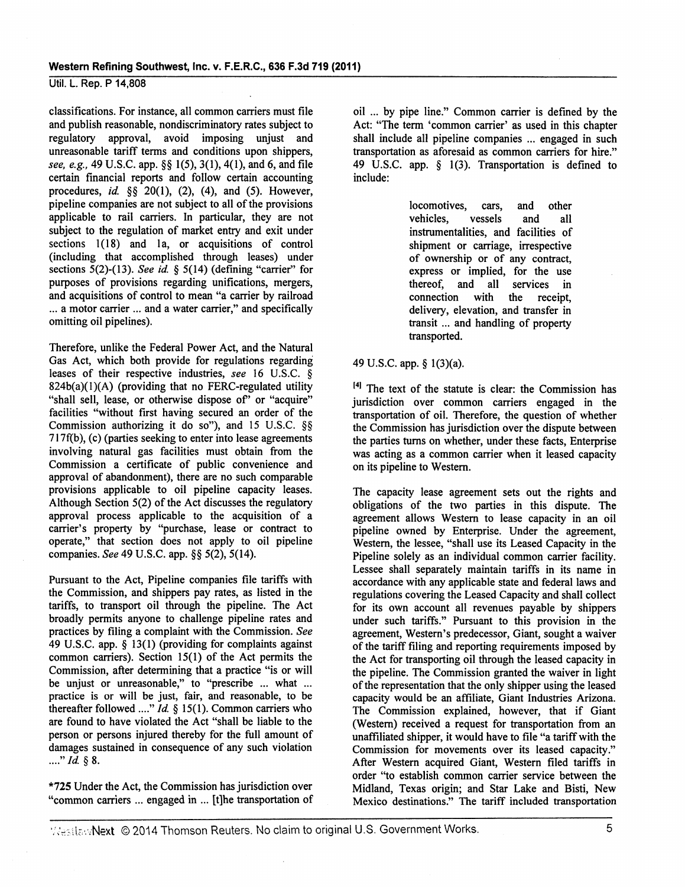classifications. For instance, all common carriers must file and publish reasonable, nondiscriminatory rates subject to regulatory approval, avoid imposing unjust and unreasonable tariff terms and conditions upon shippers, *see, e.g.,* 49 U.S.C. app. §§ 1(5), 3(1), 4(1), and 6, and file certain financial reports and follow certain accounting procedures, *id.* §§ 20(1), (2), (4), and (5). However, pipeline companies are not subject to all of the provisions applicable to rail carriers. In particular, they are not subject to the regulation of market entry and exit under sections 1(18) and 1a, or acquisitions of control (including that accomplished through leases) under sections 5(2)-(13). *See id.* § 5(14) (defining "carrier" for purposes of provisions regarding unifications, mergers, and acquisitions of control to mean "a carrier by railroad ... a motor carrier ... and a water carrier," and specifically omitting oil pipelines).

Therefore, unlike the Federal Power Act, and the Natural Gas Act, which both provide for regulations regarding leases of their respective industries, *see* 16 U.S.C. § 824b(a)(1)(A) (providing that no FERC-regulated utility "shall sell, lease, or otherwise dispose of" or "acquire" facilities "without first having secured an order of the Commission authorizing it do so"), and 15 U.S.C. §§ 717f(b), (c) (parties seeking to enter into lease agreements involving natural gas facilities must obtain from the Commission a certificate of public convenience and approval of abandonment), there are no such comparable provisions applicable to oil pipeline capacity leases. Although Section 5(2) of the Act discusses the regulatory approval process applicable to the acquisition of a carrier's property by "purchase, lease or contract to operate," that section does not apply to oil pipeline companies. *See* 49 U.S.C. app. §§ 5(2), 5(14).

Pursuant to the Act, Pipeline companies file tariffs with the Commission, and shippers pay rates, as listed in the tariffs, to transport oil through the pipeline. The Act broadly permits anyone to challenge pipeline rates and practices by filing a complaint with the Commission. *See* 49 U.S.C. app. § 13(1) (providing for complaints against common carriers). Section 15(1) of the Act permits the Commission, after determining that a practice "is or will be unjust or unreasonable," to "prescribe ... what ... practice is or will be just, fair, and reasonable, to be thereafter followed ...." *Id.* § 15(1). Common carriers who are found to have violated the Act "shall be liable to the person or persons injured thereby for the full amount of damages sustained in consequence of any such violation ...." *Id.* § 8.

**\*725** Under the Act, the Commission has jurisdiction over "common carriers ... engaged in ... [t]he transportation of oil ... by pipe line." Common carrier is defined by the Act: "The term 'common carrier' as used in this chapter shall include all pipeline companies ... engaged in such transportation as aforesaid as common carriers for hire." 49 U.S.C. app. § 1(3). Transportation is defined to include:

> locomotives, cars, and other vehicles, vessels and all instrumentalities, and facilities of shipment or carriage, irrespective of ownership or of any contract, express or implied, for the use thereof, and all services in connection with the receipt, delivery, elevation, and transfer in transit ... and handling of property transported.

49 U.S.C. app. § 1(3)(a).

[4] The text of the statute is clear: the Commission has jurisdiction over common carriers engaged in the transportation of oil. Therefore, the question of whether the Commission has jurisdiction over the dispute between the parties turns on whether, under these facts, Enterprise was acting as a common carrier when it leased capacity on its pipeline to Western.

The capacity lease agreement sets out the rights and obligations of the two parties in this dispute. The agreement allows Western to lease capacity in an oil pipeline owned by Enterprise. Under the agreement, Western, the lessee, "shall use its Leased Capacity in the Pipeline solely as an individual common carrier facility. Lessee shall separately maintain tariffs in its name in accordance with any applicable state and federal laws and regulations covering the Leased Capacity and shall collect for its own account all revenues payable by shippers under such tariffs." Pursuant to this provision in the agreement, Western's predecessor, Giant, sought a waiver of the tariff filing and reporting requirements imposed by the Act for transporting oil through the leased capacity in the pipeline. The Commission granted the waiver in light of the representation that the only shipper using the leased capacity would be an affiliate, Giant Industries Arizona. The Commission explained, however, that if Giant (Western) received a request for transportation from an unaffiliated shipper, it would have to file "a tariff with the Commission for movements over its leased capacity." After Western acquired Giant, Western filed tariffs in order "to establish common carrier service between the Midland, Texas origin; and Star Lake and Bisti, New Mexico destinations." The tariff included transportation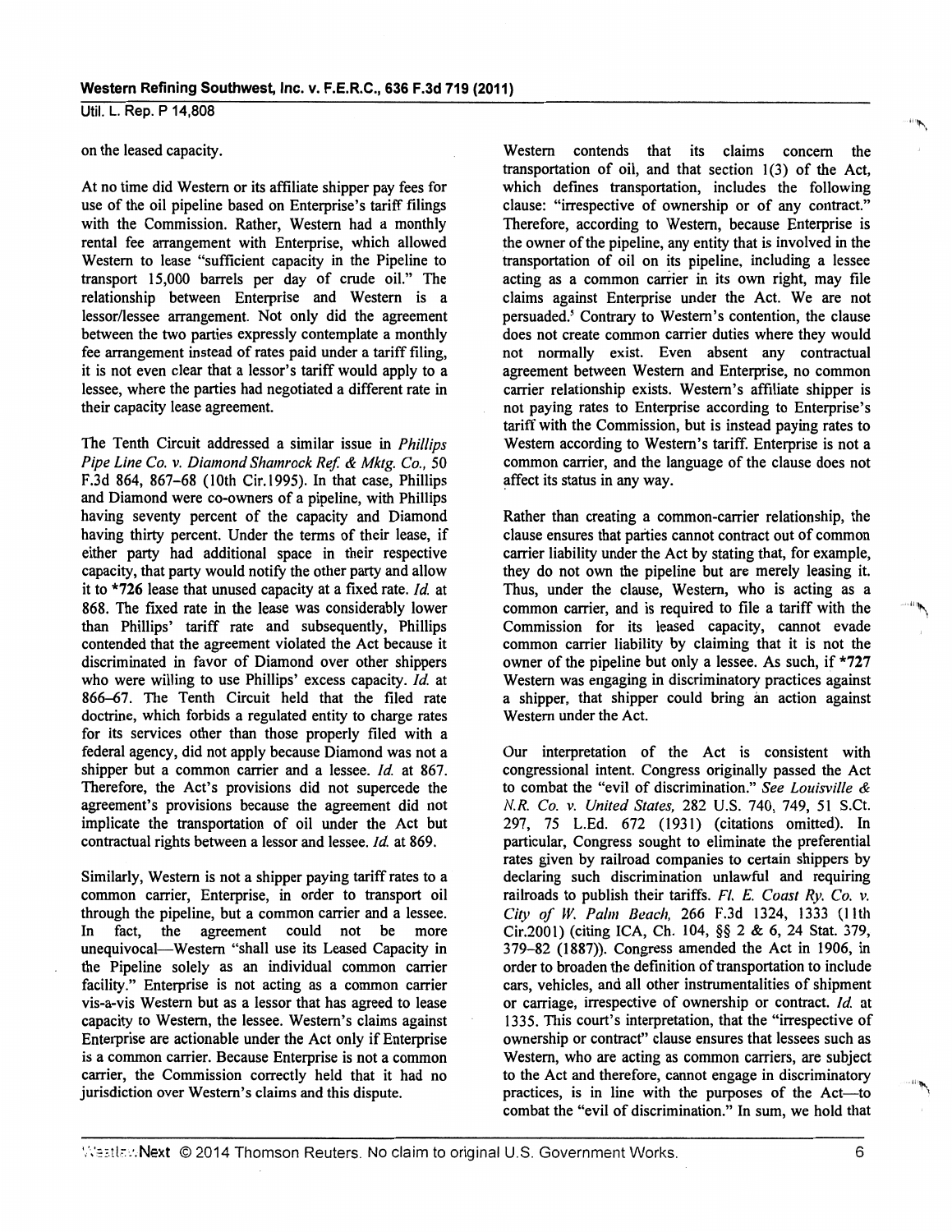on the leased capacity.

At no time did Western or its affiliate shipper pay fees for use of the oil pipeline based on Enterprise's tariff filings with the Commission. Rather, Western had a monthly rental fee arrangement with Enterprise, which allowed Western to lease "sufficient capacity in the Pipeline to transport 15,000 barrels per day of crude oil." The relationship between Enterprise and Western is a lessor/lessee arrangement. Not only did the agreement between the two parties expressly contemplate a monthly fee arrangement instead of rates paid under a tariff filing, it is not even clear that a lessor's tariff would apply to a lessee, where the parties had negotiated a different rate in their capacity lease agreement.

The Tenth Circuit addressed a similar issue in *Phillips Pipe Line Co. v. Diamond Shamrock Ref. & Mktg. Co.,* 50 F.3d 864, 867–68 (10th Cir.1995). In that case, Phillips and Diamond were co-owners of a pipeline, with Phillips having seventy percent of the capacity and Diamond having thirty percent. Under the terms of their lease, if either party had additional space in their respective capacity, that party would notify the other party and allow it to *726 lease that unused capacity at a fixed rate. *Id.* at 868. The fixed rate in the lease was considerably lower than Phillips' tariff rate and subsequently, Phillips contended that the agreement violated the Act because it discriminated in favor of Diamond over other shippers who were willing to use Phillips' excess capacity. *Id.* at 866–67. The Tenth Circuit held that the filed rate doctrine, which forbids a regulated entity to charge rates for its services other than those properly filed with a federal agency, did not apply because Diamond was not a shipper but a common carrier and a lessee. *Id.* at 867. Therefore, the Act's provisions did not supercede the agreement's provisions because the agreement did not implicate the transportation of oil under the Act but contractual rights between a lessor and lessee. *Id.* at 869.

Similarly, Western is not a shipper paying tariff rates to a common carrier, Enterprise, in order to transport oil through the pipeline, but a common carrier and a lessee. In fact, the agreement could not be more unequivocal—Western "shall use its Leased Capacity in the Pipeline solely as an individual common carrier facility." Enterprise is not acting as a common carrier vis-a-vis Western but as a lessor that has agreed to lease capacity to Western, the lessee. Western's claims against Enterprise are actionable under the Act only if Enterprise is a common carrier. Because Enterprise is not a common carrier, the Commission correctly held that it had no jurisdiction over Western's claims and this dispute.

Western contends that its claims concern the transportation of oil, and that section 1(3) of the Act, which defines transportation, includes the following clause: "irrespective of ownership or of any contract." Therefore, according to Western, because Enterprise is the owner of the pipeline, any entity that is involved in the transportation of oil on its pipeline, including a lessee acting as a common carrier in its own right, may file claims against Enterprise under the Act. We are not persuaded.[5] Contrary to Western's contention, the clause does not create common carrier duties where they would not normally exist. Even absent any contractual agreement between Western and Enterprise, no common carrier relationship exists. Western's affiliate shipper is not paying rates to Enterprise according to Enterprise's tariff with the Commission, but is instead paying rates to Western according to Western's tariff. Enterprise is not a common carrier, and the language of the clause does not affect its status in any way.

Rather than creating a common-carrier relationship, the clause ensures that parties cannot contract out of common carrier liability under the Act by stating that, for example, they do not own the pipeline but are merely leasing it. Thus, under the clause, Western, who is acting as a common carrier, and is required to file a tariff with the Commission for its leased capacity, cannot evade common carrier liability by claiming that it is not the owner of the pipeline but only a lessee. As such, if *727 Western was engaging in discriminatory practices against a shipper, that shipper could bring an action against Western under the Act.

Our interpretation of the Act is consistent with congressional intent. Congress originally passed the Act to combat the "evil of discrimination." *See Louisville & N.R. Co. v. United States,* 282 U.S. 740, 749, 51 S.Ct. 297, 75 L.Ed. 672 (1931) (citations omitted). In particular, Congress sought to eliminate the preferential rates given by railroad companies to certain shippers by declaring such discrimination unlawful and requiring railroads to publish their tariffs. *Fl. E. Coast Ry. Co. v. City of W. Palm Beach,* 266 F.3d 1324, 1333 (11th Cir.2001) (citing ICA, Ch. 104, §§ 2 & 6, 24 Stat. 379, 379–82 (1887)). Congress amended the Act in 1906, in order to broaden the definition of transportation to include cars, vehicles, and all other instrumentalities of shipment or carriage, irrespective of ownership or contract. *Id.* at 1335. This court's interpretation, that the "irrespective of ownership or contract" clause ensures that lessees such as Western, who are acting as common carriers, are subject to the Act and therefore, cannot engage in discriminatory practices, is in line with the purposes of the Act—to combat the "evil of discrimination." In sum, we hold that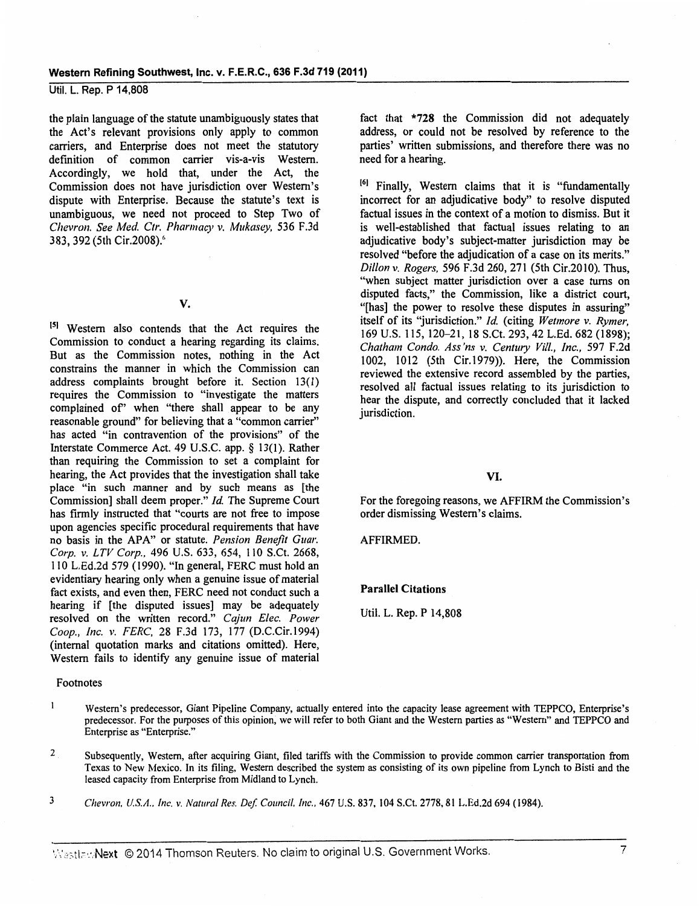the plain language of the statute unambiguously states that the Act's relevant provisions only apply to common carriers, and Enterprise does not meet the statutory definition of common carrier vis-a-vis Western. Accordingly, we hold that, under the Act, the Commission does not have jurisdiction over Western's dispute with Enterprise. Because the statute's text is unambiguous, we need not proceed to Step Two of *Chevron. See Med. Ctr. Pharmacy v. Mukasey,* 536 F.3d 383, 392 (5th Cir.2008).[6]

## V.

[5] Western also contends that the Act requires the Commission to conduct a hearing regarding its claims. But as the Commission notes, nothing in the Act constrains the manner in which the Commission can address complaints brought before it. Section 13(1) requires the Commission to "investigate the matters complained of" when "there shall appear to be any reasonable ground" for believing that a "common carrier" has acted "in contravention of the provisions" of the Interstate Commerce Act. 49 U.S.C. app. § 13(1). Rather than requiring the Commission to set a complaint for hearing, the Act provides that the investigation shall take place "in such manner and by such means as [the Commission] shall deem proper." *Id.* The Supreme Court has firmly instructed that "courts are not free to impose upon agencies specific procedural requirements that have no basis in the APA" or statute. *Pension Benefit Guar. Corp. v. LTV Corp.,* 496 U.S. 633, 654, 110 S.Ct. 2668, 110 L.Ed.2d 579 (1990). "In general, FERC must hold an evidentiary hearing only when a genuine issue of material fact exists, and even then, FERC need not conduct such a hearing if [the disputed issues] may be adequately resolved on the written record." *Cajun Elec. Power Coop., Inc. v. FERC,* 28 F.3d 173, 177 (D.C.Cir.1994) (internal quotation marks and citations omitted). Here, Western fails to identify any genuine issue of material fact that *728 the Commission did not adequately address, or could not be resolved by reference to the parties' written submissions, and therefore there was no need for a hearing.

[6] Finally, Western claims that it is "fundamentally incorrect for an adjudicative body" to resolve disputed factual issues in the context of a motion to dismiss. But it is well-established that factual issues relating to an adjudicative body's subject-matter jurisdiction may be resolved "before the adjudication of a case on its merits." *Dillon v. Rogers,* 596 F.3d 260, 271 (5th Cir.2010). Thus, "when subject matter jurisdiction over a case turns on disputed facts," the Commission, like a district court, "[has] the power to resolve these disputes in assuring" itself of its "jurisdiction." *Id.* (citing *Wetmore v. Rymer,* 169 U.S. 115, 120–21, 18 S.Ct. 293, 42 L.Ed. 682 (1898); *Chatham Condo. Ass'ns v. Century Vill., Inc.,* 597 F.2d 1002, 1012 (5th Cir.1979)). Here, the Commission reviewed the extensive record assembled by the parties, resolved all factual issues relating to its jurisdiction to hear the dispute, and correctly concluded that it lacked jurisdiction.

## VI.

For the foregoing reasons, we AFFIRM the Commission's order dismissing Western's claims.

AFFIRMED.

**Parallel Citations**

Util. L. Rep. P 14,808

Footnotes

1 Western's predecessor, Giant Pipeline Company, actually entered into the capacity lease agreement with TEPPCO, Enterprise's predecessor. For the purposes of this opinion, we will refer to both Giant and the Western parties as "Western" and TEPPCO and Enterprise as "Enterprise."

2 Subsequently, Western, after acquiring Giant, filed tariffs with the Commission to provide common carrier transportation from Texas to New Mexico. In its filing, Western described the system as consisting of its own pipeline from Lynch to Bisti and the leased capacity from Enterprise from Midland to Lynch.

3 *Chevron, U.S.A., Inc. v. Natural Res. Def. Council, Inc.,* 467 U.S. 837, 104 S.Ct. 2778, 81 L.Ed.2d 694 (1984).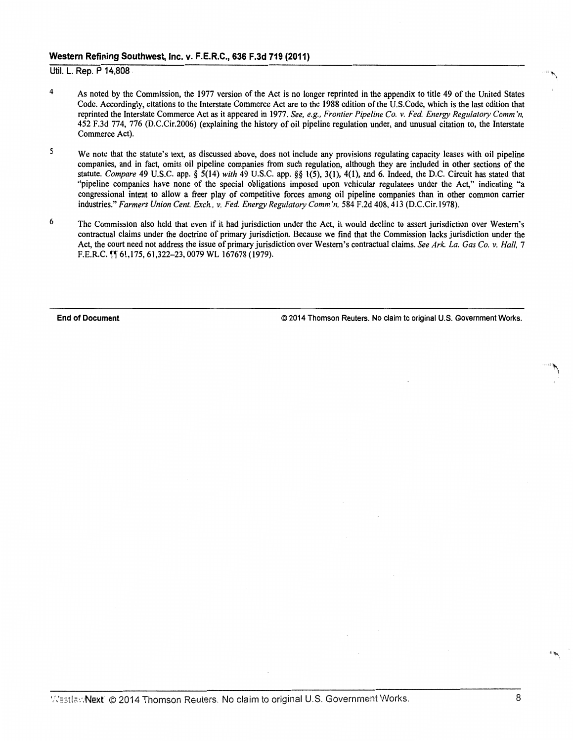4 As noted by the Commission, the 1977 version of the Act is no longer reprinted in the appendix to title 49 of the United States Code. Accordingly, citations to the Interstate Commerce Act are to the 1988 edition of the U.S.Code, which is the last edition that reprinted the Interstate Commerce Act as it appeared in 1977. *See, e.g., Frontier Pipeline Co. v. Fed. Energy Regulatory Comm'n,* 452 F.3d 774, 776 (D.C.Cir.2006) (explaining the history of oil pipeline regulation under, and unusual citation to, the Interstate Commerce Act).

5 We note that the statute's text, as discussed above, does not include any provisions regulating capacity leases with oil pipeline companies, and in fact, omits oil pipeline companies from such regulation, although they are included in other sections of the statute. *Compare* 49 U.S.C. app. § 5(14) *with* 49 U.S.C. app. §§ 1(5), 3(1), 4(1), and 6. Indeed, the D.C. Circuit has stated that "pipeline companies have none of the special obligations imposed upon vehicular regulatees under the Act," indicating "a congressional intent to allow a freer play of competitive forces among oil pipeline companies than in other common carrier industries." *Farmers Union Cent. Exch., v. Fed. Energy Regulatory Comm'n,* 584 F.2d 408, 413 (D.C.Cir.1978).

6 The Commission also held that even if it had jurisdiction under the Act, it would decline to assert jurisdiction over Western's contractual claims under the doctrine of primary jurisdiction. Because we find that the Commission lacks jurisdiction under the Act, the court need not address the issue of primary jurisdiction over Western's contractual claims. *See Ark. La. Gas Co. v. Hall,* 7 F.E.R.C. ¶¶ 61,175, 61,322–23, 0079 WL 167678 (1979).

**End of Document** © 2014 Thomson Reuters. No claim to original U.S. Government Works.